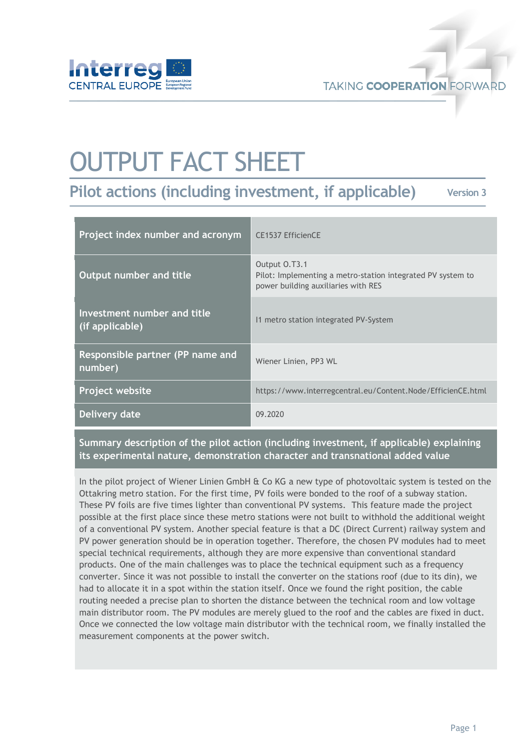# OUTPUT FACT SHEET

## Pilot actions (including investment, if applicable)

Version 3

| | |
|---|---|
| **Project index number and acronym** | CE1537 EfficienCE |
| **Output number and title** | Output O.T3.1<br>Pilot: Implementing a metro-station integrated PV system to power building auxiliaries with RES |
| **Investment number and title (if applicable)** | I1 metro station integrated PV-System |
| **Responsible partner (PP name and number)** | Wiener Linien, PP3 WL |
| **Project website** | https://www.interregcentral.eu/Content.Node/EfficienCE.html |
| **Delivery date** | 09.2020 |

**Summary description of the pilot action (including investment, if applicable) explaining its experimental nature, demonstration character and transnational added value**

In the pilot project of Wiener Linien GmbH & Co KG a new type of photovoltaic system is tested on the Ottakring metro station. For the first time, PV foils were bonded to the roof of a subway station. These PV foils are five times lighter than conventional PV systems. This feature made the project possible at the first place since these metro stations were not built to withhold the additional weight of a conventional PV system. Another special feature is that a DC (Direct Current) railway system and PV power generation should be in operation together. Therefore, the chosen PV modules had to meet special technical requirements, although they are more expensive than conventional standard products. One of the main challenges was to place the technical equipment such as a frequency converter. Since it was not possible to install the converter on the stations roof (due to its din), we had to allocate it in a spot within the station itself. Once we found the right position, the cable routing needed a precise plan to shorten the distance between the technical room and low voltage main distributor room. The PV modules are merely glued to the roof and the cables are fixed in duct. Once we connected the low voltage main distributor with the technical room, we finally installed the measurement components at the power switch.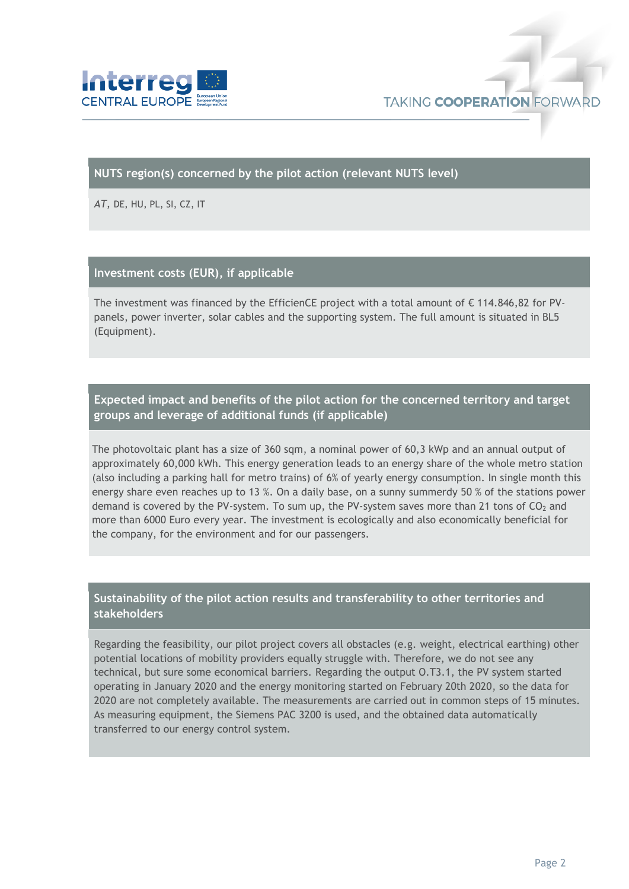## NUTS region(s) concerned by the pilot action (relevant NUTS level)

*AT*, DE, HU, PL, SI, CZ, IT

## Investment costs (EUR), if applicable

The investment was financed by the EfficienCE project with a total amount of € 114.846,82 for PV-panels, power inverter, solar cables and the supporting system. The full amount is situated in BL5 (Equipment).

## Expected impact and benefits of the pilot action for the concerned territory and target groups and leverage of additional funds (if applicable)

The photovoltaic plant has a size of 360 sqm, a nominal power of 60,3 kWp and an annual output of approximately 60,000 kWh. This energy generation leads to an energy share of the whole metro station (also including a parking hall for metro trains) of 6% of yearly energy consumption. In single month this energy share even reaches up to 13 %. On a daily base, on a sunny summerdy 50 % of the stations power demand is covered by the PV-system. To sum up, the PV-system saves more than 21 tons of $CO_2$ and more than 6000 Euro every year. The investment is ecologically and also economically beneficial for the company, for the environment and for our passengers.

## Sustainability of the pilot action results and transferability to other territories and stakeholders

Regarding the feasibility, our pilot project covers all obstacles (e.g. weight, electrical earthing) other potential locations of mobility providers equally struggle with. Therefore, we do not see any technical, but sure some economical barriers. Regarding the output O.T3.1, the PV system started operating in January 2020 and the energy monitoring started on February 20th 2020, so the data for 2020 are not completely available. The measurements are carried out in common steps of 15 minutes. As measuring equipment, the Siemens PAC 3200 is used, and the obtained data automatically transferred to our energy control system.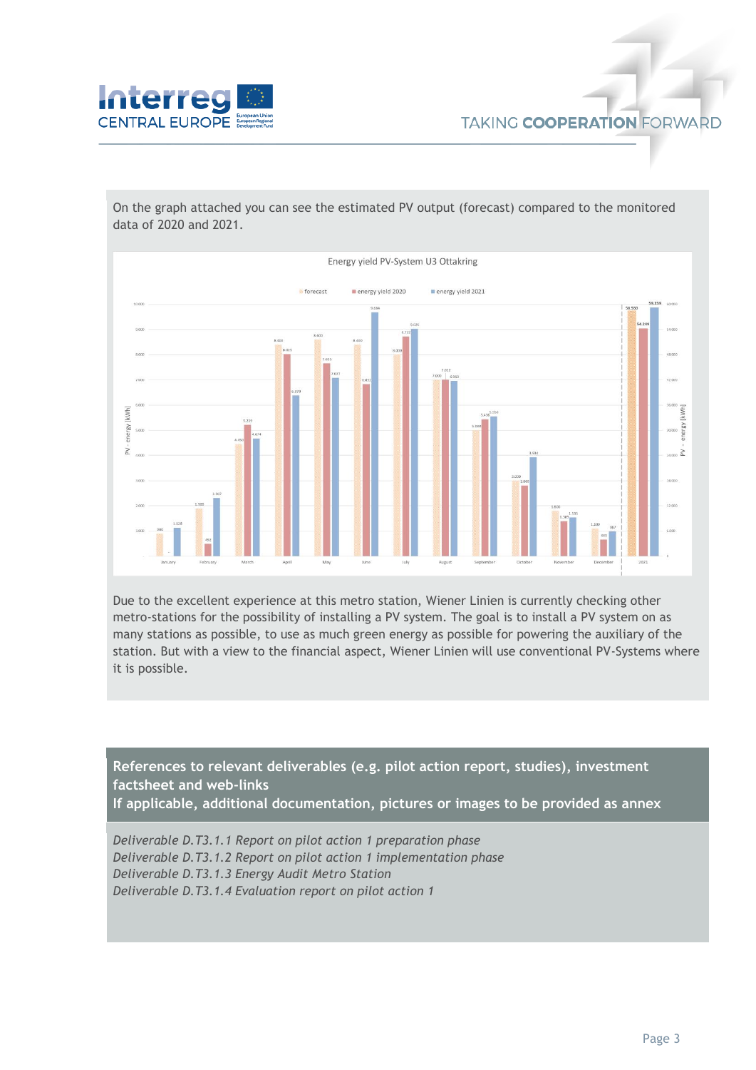On the graph attached you can see the estimated PV output (forecast) compared to the monitored data of 2020 and 2021.

Due to the excellent experience at this metro station, Wiener Linien is currently checking other metro-stations for the possibility of installing a PV system. The goal is to install a PV system on as many stations as possible, to use as much green energy as possible for powering the auxiliary of the station. But with a view to the financial aspect, Wiener Linien will use conventional PV-Systems where it is possible.

**References to relevant deliverables (e.g. pilot action report, studies), investment factsheet and web-links**
**If applicable, additional documentation, pictures or images to be provided as annex**

*Deliverable D.T3.1.1 Report on pilot action 1 preparation phase*
*Deliverable D.T3.1.2 Report on pilot action 1 implementation phase*
*Deliverable D.T3.1.3 Energy Audit Metro Station*
*Deliverable D.T3.1.4 Evaluation report on pilot action 1*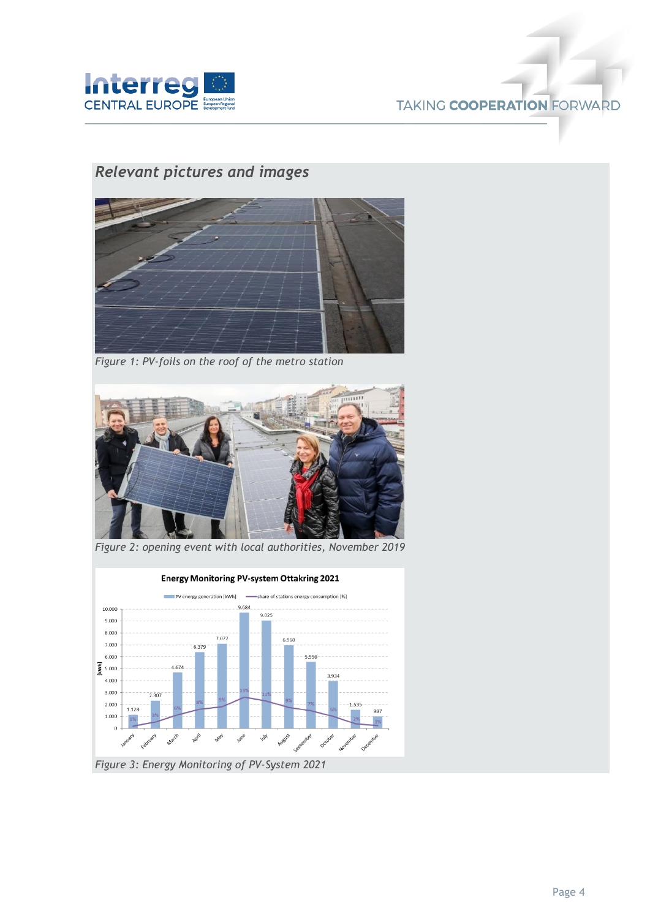## *Relevant pictures and images*

*Figure 1: PV-foils on the roof of the metro station*

*Figure 2: opening event with local authorities, November 2019*

Energy Monitoring PV-system Ottakring 2021

PV energy generation [kWh]
share of stations energy consumption [%]

[kWh]

10.000
9.000
8.000
7.000
6.000
5.000
4.000
3.000
2.000
1.000
0

1.128 1%
2.307 3%
4.674 6%
6.379 8%
7.077 9%
9.684 13%
9.025 11%
6.960 9%
5.550 7%
3.934 5%
1.535 2%
987 1%

January, February, March, April, May, June, July, August, September, October, November, December

*Figure 3: Energy Monitoring of PV-System 2021*